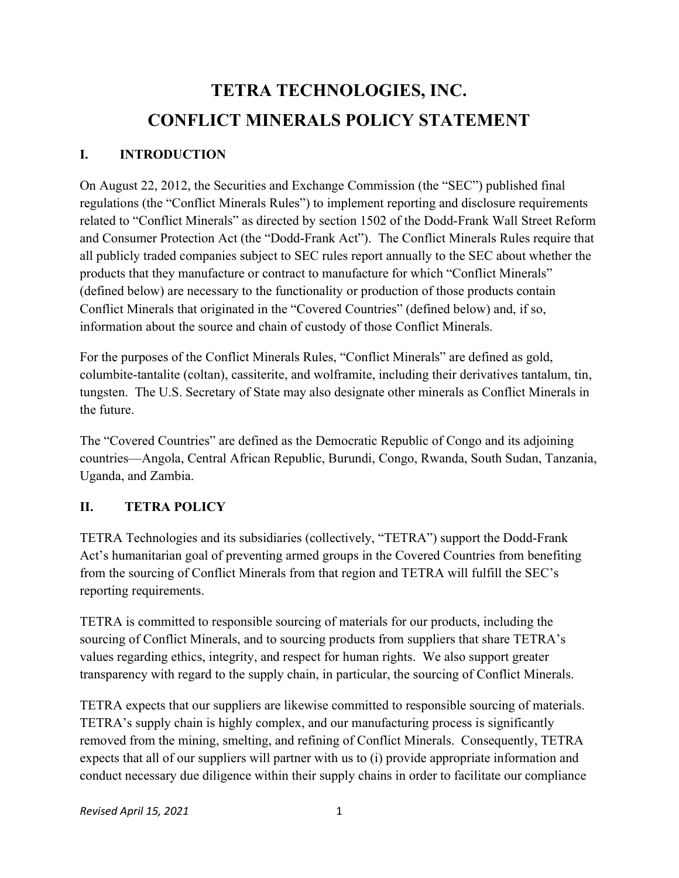# TETRA TECHNOLOGIES, INC.
# CONFLICT MINERALS POLICY STATEMENT

## I. INTRODUCTION

On August 22, 2012, the Securities and Exchange Commission (the "SEC") published final regulations (the "Conflict Minerals Rules") to implement reporting and disclosure requirements related to "Conflict Minerals" as directed by section 1502 of the Dodd-Frank Wall Street Reform and Consumer Protection Act (the "Dodd-Frank Act"). The Conflict Minerals Rules require that all publicly traded companies subject to SEC rules report annually to the SEC about whether the products that they manufacture or contract to manufacture for which "Conflict Minerals" (defined below) are necessary to the functionality or production of those products contain Conflict Minerals that originated in the "Covered Countries" (defined below) and, if so, information about the source and chain of custody of those Conflict Minerals.

For the purposes of the Conflict Minerals Rules, "Conflict Minerals" are defined as gold, columbite-tantalite (coltan), cassiterite, and wolframite, including their derivatives tantalum, tin, tungsten. The U.S. Secretary of State may also designate other minerals as Conflict Minerals in the future.

The "Covered Countries" are defined as the Democratic Republic of Congo and its adjoining countries—Angola, Central African Republic, Burundi, Congo, Rwanda, South Sudan, Tanzania, Uganda, and Zambia.

## II. TETRA POLICY

TETRA Technologies and its subsidiaries (collectively, "TETRA") support the Dodd-Frank Act's humanitarian goal of preventing armed groups in the Covered Countries from benefiting from the sourcing of Conflict Minerals from that region and TETRA will fulfill the SEC's reporting requirements.

TETRA is committed to responsible sourcing of materials for our products, including the sourcing of Conflict Minerals, and to sourcing products from suppliers that share TETRA's values regarding ethics, integrity, and respect for human rights. We also support greater transparency with regard to the supply chain, in particular, the sourcing of Conflict Minerals.

TETRA expects that our suppliers are likewise committed to responsible sourcing of materials. TETRA's supply chain is highly complex, and our manufacturing process is significantly removed from the mining, smelting, and refining of Conflict Minerals. Consequently, TETRA expects that all of our suppliers will partner with us to (i) provide appropriate information and conduct necessary due diligence within their supply chains in order to facilitate our compliance

*Revised April 15, 2021*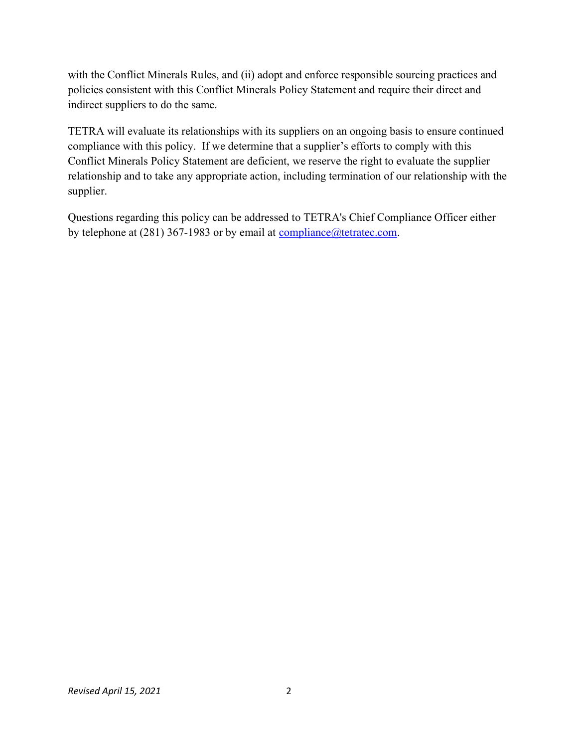with the Conflict Minerals Rules, and (ii) adopt and enforce responsible sourcing practices and policies consistent with this Conflict Minerals Policy Statement and require their direct and indirect suppliers to do the same.

TETRA will evaluate its relationships with its suppliers on an ongoing basis to ensure continued compliance with this policy. If we determine that a supplier's efforts to comply with this Conflict Minerals Policy Statement are deficient, we reserve the right to evaluate the supplier relationship and to take any appropriate action, including termination of our relationship with the supplier.

Questions regarding this policy can be addressed to TETRA's Chief Compliance Officer either by telephone at (281) 367-1983 or by email at compliance@tetratec.com.

*Revised April 15, 2021*